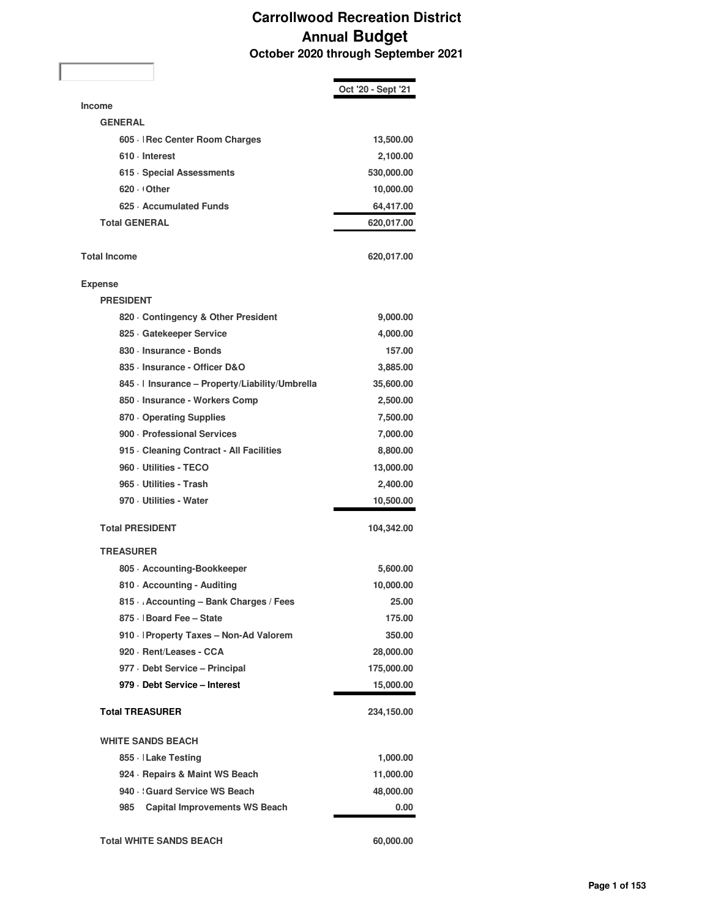# Carrollwood Recreation District
## Annual Budget
### October 2020 through September 2021

| | Oct '20 - Sept '21 |
|---|---|
| **Income** | |
| **GENERAL** | |
| 605 · Rec Center Room Charges | 13,500.00 |
| 610 · Interest | 2,100.00 |
| 615 · Special Assessments | 530,000.00 |
| 620 · Other | 10,000.00 |
| 625 · Accumulated Funds | 64,417.00 |
| **Total GENERAL** | 620,017.00 |
| **Total Income** | 620,017.00 |
| **Expense** | |
| **PRESIDENT** | |
| 820 · Contingency & Other President | 9,000.00 |
| 825 · Gatekeeper Service | 4,000.00 |
| 830 · Insurance - Bonds | 157.00 |
| 835 · Insurance - Officer D&O | 3,885.00 |
| 845 · Insurance – Property/Liability/Umbrella | 35,600.00 |
| 850 · Insurance - Workers Comp | 2,500.00 |
| 870 · Operating Supplies | 7,500.00 |
| 900 · Professional Services | 7,000.00 |
| 915 · Cleaning Contract - All Facilities | 8,800.00 |
| 960 · Utilities - TECO | 13,000.00 |
| 965 · Utilities - Trash | 2,400.00 |
| 970 · Utilities - Water | 10,500.00 |
| **Total PRESIDENT** | 104,342.00 |
| **TREASURER** | |
| 805 · Accounting-Bookkeeper | 5,600.00 |
| 810 · Accounting - Auditing | 10,000.00 |
| 815 · Accounting – Bank Charges / Fees | 25.00 |
| 875 · Board Fee – State | 175.00 |
| 910 · Property Taxes – Non-Ad Valorem | 350.00 |
| 920 · Rent/Leases - CCA | 28,000.00 |
| 977 · Debt Service – Principal | 175,000.00 |
| 979 · Debt Service – Interest | 15,000.00 |
| **Total TREASURER** | 234,150.00 |
| **WHITE SANDS BEACH** | |
| 855 · Lake Testing | 1,000.00 |
| 924 · Repairs & Maint WS Beach | 11,000.00 |
| 940 · Guard Service WS Beach | 48,000.00 |
| 985 Capital Improvements WS Beach | 0.00 |
| **Total WHITE SANDS BEACH** | 60,000.00 |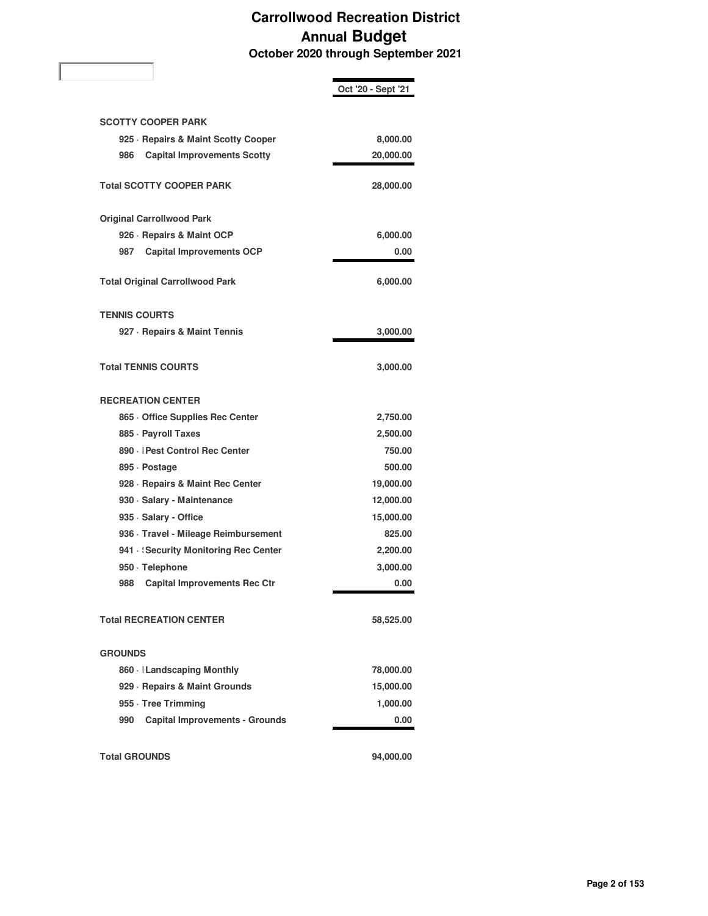# Carrollwood Recreation District
## Annual Budget
### October 2020 through September 2021

| | Oct '20 - Sept '21 |
|---|---|
| **SCOTTY COOPER PARK** | |
| 925 · Repairs & Maint Scotty Cooper | 8,000.00 |
| 986 Capital Improvements Scotty | 20,000.00 |
| **Total SCOTTY COOPER PARK** | 28,000.00 |
| **Original Carrollwood Park** | |
| 926 · Repairs & Maint OCP | 6,000.00 |
| 987 Capital Improvements OCP | 0.00 |
| **Total Original Carrollwood Park** | 6,000.00 |
| **TENNIS COURTS** | |
| 927 · Repairs & Maint Tennis | 3,000.00 |
| **Total TENNIS COURTS** | 3,000.00 |
| **RECREATION CENTER** | |
| 865 · Office Supplies Rec Center | 2,750.00 |
| 885 · Payroll Taxes | 2,500.00 |
| 890 · Pest Control Rec Center | 750.00 |
| 895 · Postage | 500.00 |
| 928 · Repairs & Maint Rec Center | 19,000.00 |
| 930 · Salary - Maintenance | 12,000.00 |
| 935 · Salary - Office | 15,000.00 |
| 936 · Travel - Mileage Reimbursement | 825.00 |
| 941 · Security Monitoring Rec Center | 2,200.00 |
| 950 · Telephone | 3,000.00 |
| 988 Capital Improvements Rec Ctr | 0.00 |
| **Total RECREATION CENTER** | 58,525.00 |
| **GROUNDS** | |
| 860 · Landscaping Monthly | 78,000.00 |
| 929 · Repairs & Maint Grounds | 15,000.00 |
| 955 · Tree Trimming | 1,000.00 |
| 990 Capital Improvements - Grounds | 0.00 |
| **Total GROUNDS** | 94,000.00 |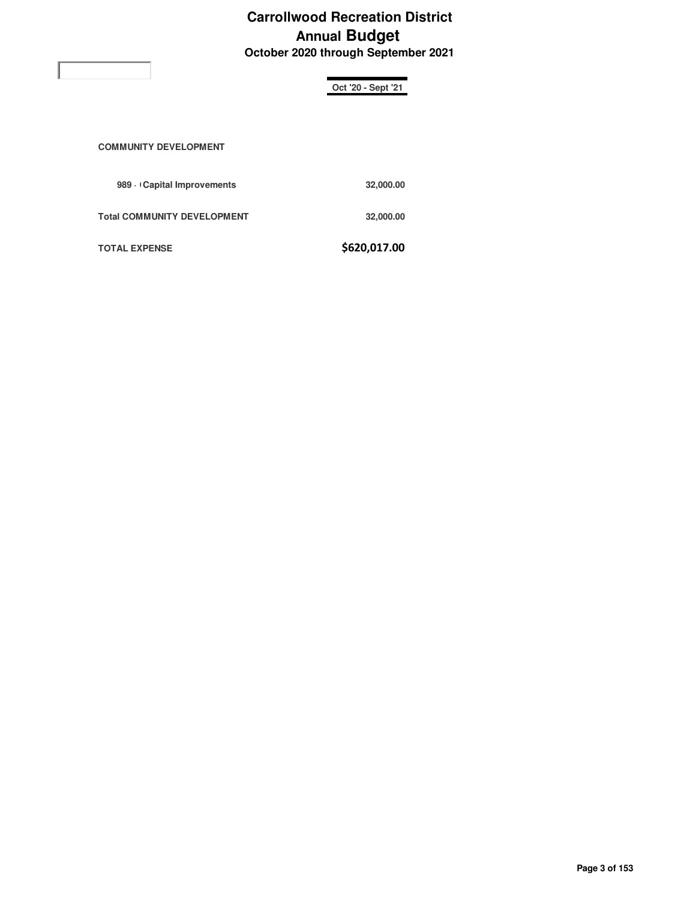# Carrollwood Recreation District
## Annual Budget
### October 2020 through September 2021

| | Oct '20 - Sept '21 |
|---|---|
| **COMMUNITY DEVELOPMENT** | |
| **989 · Capital Improvements** | **32,000.00** |
| **Total COMMUNITY DEVELOPMENT** | **32,000.00** |
| **TOTAL EXPENSE** | **$620,017.00** |